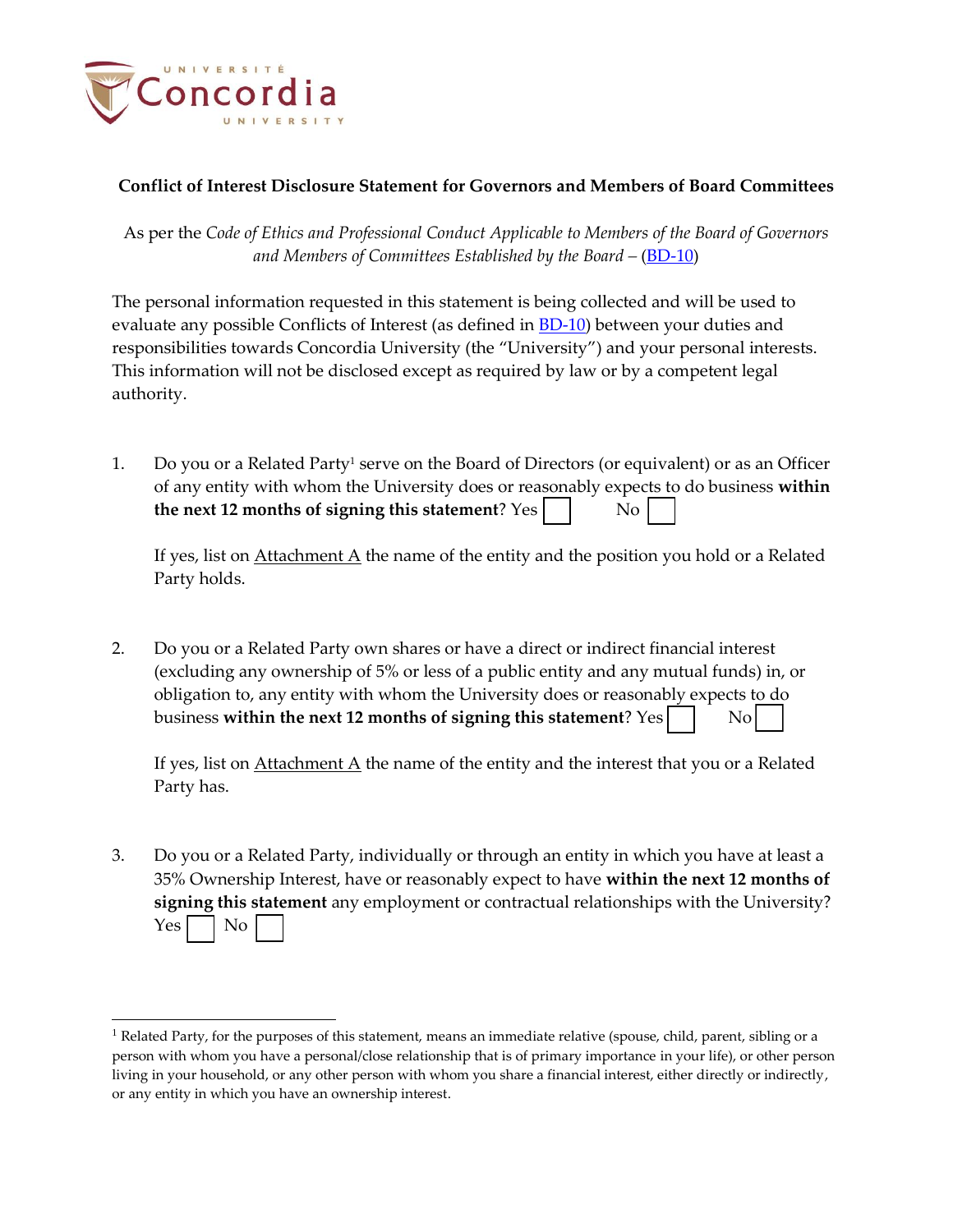**Conflict of Interest Disclosure Statement for Governors and Members of Board Committees**

As per the *Code of Ethics and Professional Conduct Applicable to Members of the Board of Governors and Members of Committees Established by the Board* – (BD-10)

The personal information requested in this statement is being collected and will be used to evaluate any possible Conflicts of Interest (as defined in BD-10) between your duties and responsibilities towards Concordia University (the "University") and your personal interests. This information will not be disclosed except as required by law or by a competent legal authority.

1. Do you or a Related Party[1] serve on the Board of Directors (or equivalent) or as an Officer of any entity with whom the University does or reasonably expects to do business **within the next 12 months of signing this statement**? Yes ☐ No ☐

   If yes, list on Attachment A the name of the entity and the position you hold or a Related Party holds.

2. Do you or a Related Party own shares or have a direct or indirect financial interest (excluding any ownership of 5% or less of a public entity and any mutual funds) in, or obligation to, any entity with whom the University does or reasonably expects to do business **within the next 12 months of signing this statement**? Yes ☐ No ☐

   If yes, list on Attachment A the name of the entity and the interest that you or a Related Party has.

3. Do you or a Related Party, individually or through an entity in which you have at least a 35% Ownership Interest, have or reasonably expect to have **within the next 12 months of signing this statement** any employment or contractual relationships with the University? Yes ☐ No ☐

[1] Related Party, for the purposes of this statement, means an immediate relative (spouse, child, parent, sibling or a person with whom you have a personal/close relationship that is of primary importance in your life), or other person living in your household, or any other person with whom you share a financial interest, either directly or indirectly, or any entity in which you have an ownership interest.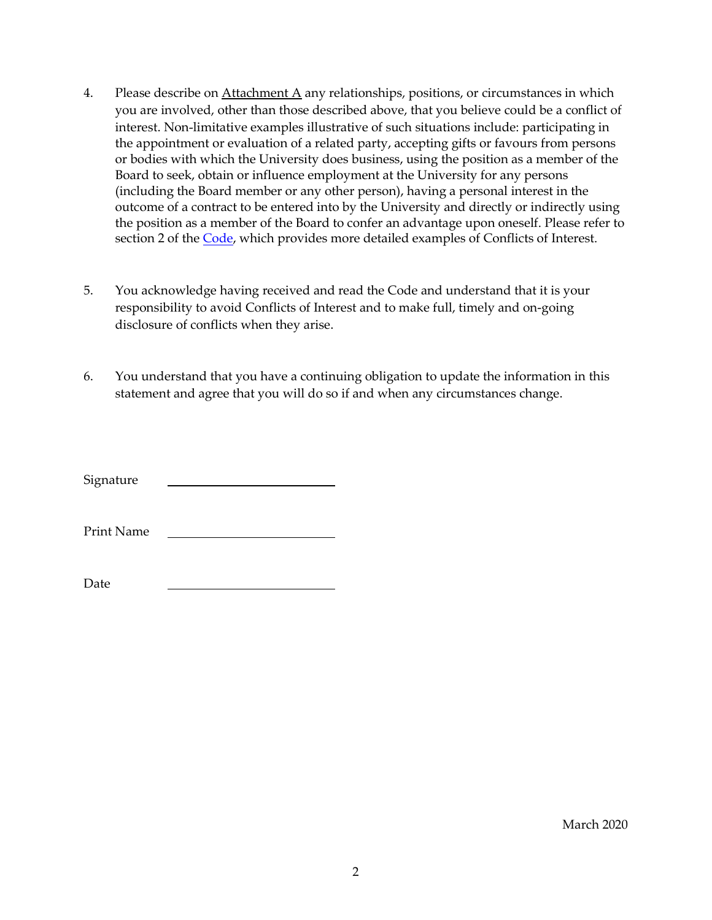4. Please describe on Attachment A any relationships, positions, or circumstances in which you are involved, other than those described above, that you believe could be a conflict of interest. Non-limitative examples illustrative of such situations include: participating in the appointment or evaluation of a related party, accepting gifts or favours from persons or bodies with which the University does business, using the position as a member of the Board to seek, obtain or influence employment at the University for any persons (including the Board member or any other person), having a personal interest in the outcome of a contract to be entered into by the University and directly or indirectly using the position as a member of the Board to confer an advantage upon oneself. Please refer to section 2 of the Code, which provides more detailed examples of Conflicts of Interest.

5. You acknowledge having received and read the Code and understand that it is your responsibility to avoid Conflicts of Interest and to make full, timely and on-going disclosure of conflicts when they arise.

6. You understand that you have a continuing obligation to update the information in this statement and agree that you will do so if and when any circumstances change.

Signature ______________________

Print Name ______________________

Date ______________________

March 2020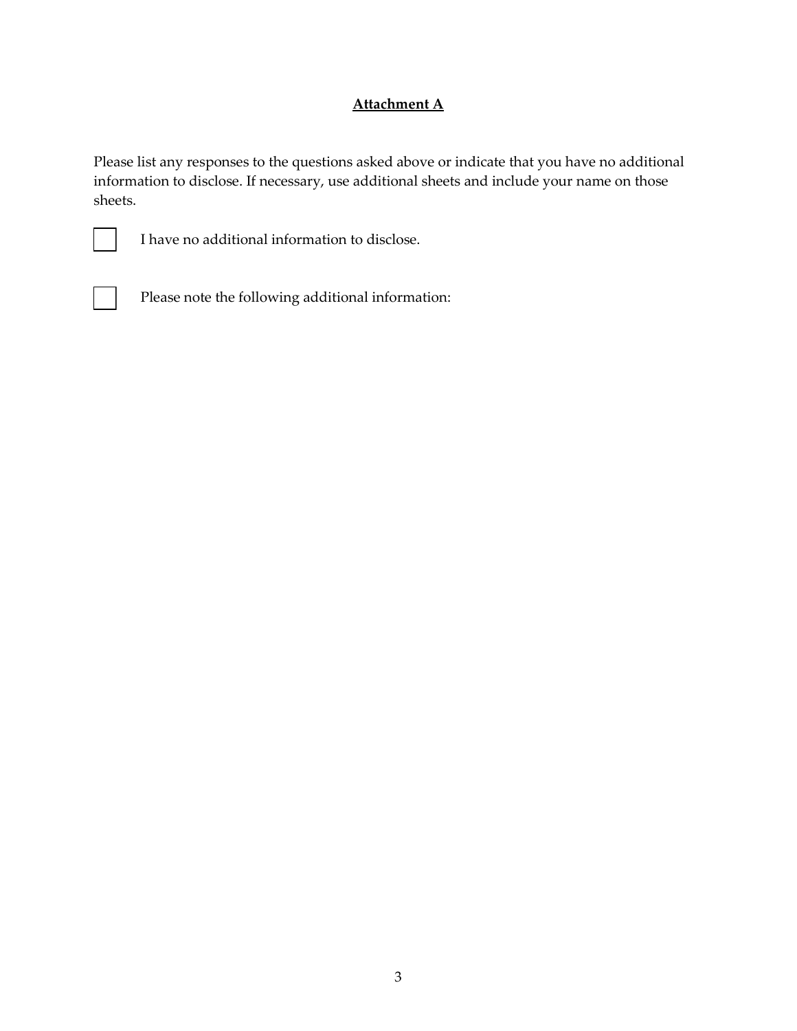**Attachment A**

Please list any responses to the questions asked above or indicate that you have no additional information to disclose. If necessary, use additional sheets and include your name on those sheets.

☐ I have no additional information to disclose.

☐ Please note the following additional information: